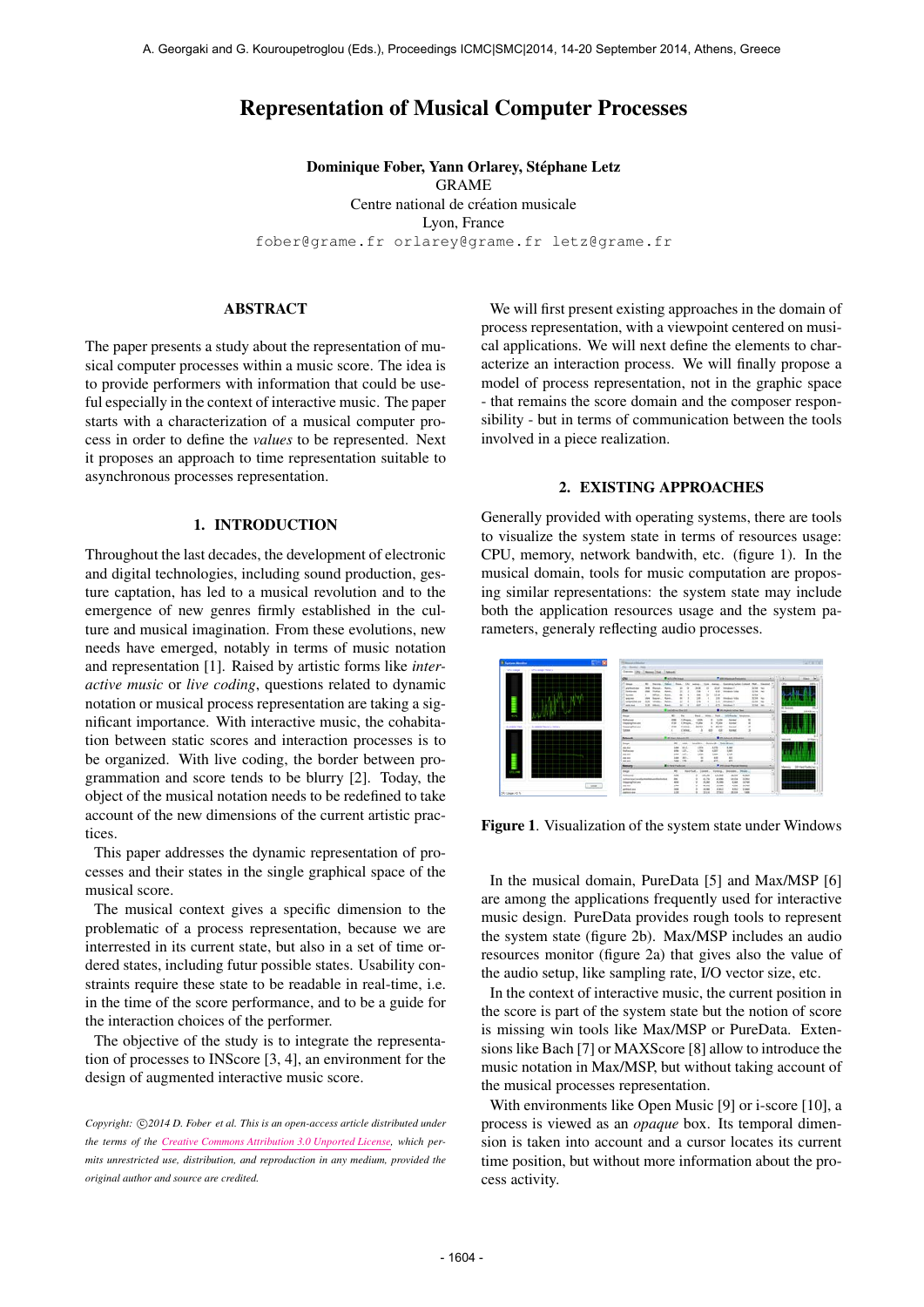# Representation of Musical Computer Processes

**Dominique Fober, Yann Orlarey, Stéphane Letz**
GRAME
Centre national de création musicale
Lyon, France
fober@grame.fr orlarey@grame.fr letz@grame.fr

## ABSTRACT

The paper presents a study about the representation of musical computer processes within a music score. The idea is to provide performers with information that could be useful especially in the context of interactive music. The paper starts with a characterization of a musical computer process in order to define the *values* to be represented. Next it proposes an approach to time representation suitable to asynchronous processes representation.

## 1. INTRODUCTION

Throughout the last decades, the development of electronic and digital technologies, including sound production, gesture captation, has led to a musical revolution and to the emergence of new genres firmly established in the culture and musical imagination. From these evolutions, new needs have emerged, notably in terms of music notation and representation [1]. Raised by artistic forms like *interactive music* or *live coding*, questions related to dynamic notation or musical process representation are taking a significant importance. With interactive music, the cohabitation between static scores and interaction processes is to be organized. With live coding, the border between programmation and score tends to be blurry [2]. Today, the object of the musical notation needs to be redefined to take account of the new dimensions of the current artistic practices.

This paper addresses the dynamic representation of processes and their states in the single graphical space of the musical score.

The musical context gives a specific dimension to the problematic of a process representation, because we are interrested in its current state, but also in a set of time ordered states, including futur possible states. Usability constraints require these state to be readable in real-time, i.e. in the time of the score performance, and to be a guide for the interaction choices of the performer.

The objective of the study is to integrate the representation of processes to INScore [3, 4], an environment for the design of augmented interactive music score.

*Copyright: ©2014 D. Fober et al. This is an open-access article distributed under the terms of the Creative Commons Attribution 3.0 Unported License, which permits unrestricted use, distribution, and reproduction in any medium, provided the original author and source are credited.*

We will first present existing approaches in the domain of process representation, with a viewpoint centered on musical applications. We will next define the elements to characterize an interaction process. We will finally propose a model of process representation, not in the graphic space - that remains the score domain and the composer responsibility - but in terms of communication between the tools involved in a piece realization.

## 2. EXISTING APPROACHES

Generally provided with operating systems, there are tools to visualize the system state in terms of resources usage: CPU, memory, network bandwidth, etc. (figure 1). In the musical domain, tools for music computation are proposing similar representations: the system state may include both the application resources usage and the system parameters, generaly reflecting audio processes.

**Figure 1**. Visualization of the system state under Windows

In the musical domain, PureData [5] and Max/MSP [6] are among the applications frequently used for interactive music design. PureData provides rough tools to represent the system state (figure 2b). Max/MSP includes an audio resources monitor (figure 2a) that gives also the value of the audio setup, like sampling rate, I/O vector size, etc.

In the context of interactive music, the current position in the score is part of the system state but the notion of score is missing win tools like Max/MSP or PureData. Extensions like Bach [7] or MAXScore [8] allow to introduce the music notation in Max/MSP, but without taking account of the musical processes representation.

With environments like Open Music [9] or i-score [10], a process is viewed as an *opaque* box. Its temporal dimension is taken into account and a cursor locates its current time position, but without more information about the process activity.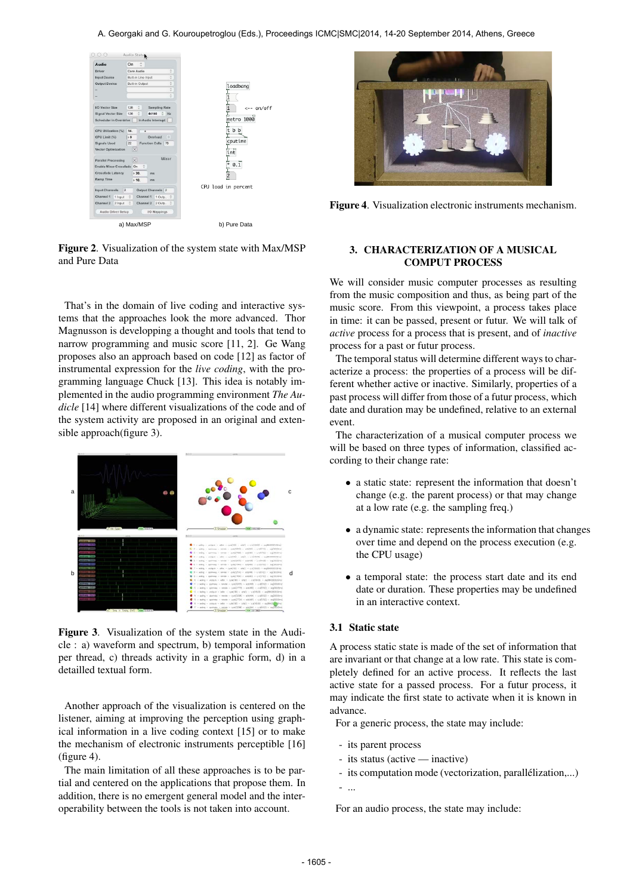a) Max/MSP b) Pure Data

**Figure 2**. Visualization of the system state with Max/MSP and Pure Data

That's in the domain of live coding and interactive systems that the approaches look the more advanced. Thor Magnusson is developping a thought and tools that tend to narrow programming and music score [11, 2]. Ge Wang proposes also an approach based on code [12] as factor of instrumental expression for the *live coding*, with the programming language Chuck [13]. This idea is notably implemented in the audio programming environment *The Audicle* [14] where different visualizations of the code and of the system activity are proposed in an original and extensible approach(figure 3).

**Figure 3**. Visualization of the system state in the Audicle : a) waveform and spectrum, b) temporal information per thread, c) threads activity in a graphic form, d) in a detailled textual form.

Another approach of the visualization is centered on the listener, aiming at improving the perception using graphical information in a live coding context [15] or to make the mechanism of electronic instruments perceptible [16] (figure 4).

The main limitation of all these approaches is to be partial and centered on the applications that propose them. In addition, there is no emergent general model and the interoperability between the tools is not taken into account.

**Figure 4**. Visualization electronic instruments mechanism.

## 3. CHARACTERIZATION OF A MUSICAL COMPUT PROCESS

We will consider music computer processes as resulting from the music composition and thus, as being part of the music score. From this viewpoint, a process takes place in time: it can be passed, present or futur. We will talk of *active* process for a process that is present, and of *inactive* process for a past or futur process.

The temporal status will determine different ways to characterize a process: the properties of a process will be different whether active or inactive. Similarly, properties of a past process will differ from those of a futur process, which date and duration may be undefined, relative to an external event.

The characterization of a musical computer process we will be based on three types of information, classified according to their change rate:

- a static state: represent the information that doesn't change (e.g. the parent process) or that may change at a low rate (e.g. the sampling freq.)
- a dynamic state: represents the information that changes over time and depend on the process execution (e.g. the CPU usage)
- a temporal state: the process start date and its end date or duration. These properties may be undefined in an interactive context.

### 3.1 Static state

A process static state is made of the set of information that are invariant or that change at a low rate. This state is completely defined for an active process. It reflects the last active state for a passed process. For a futur process, it may indicate the first state to activate when it is known in advance.

For a generic process, the state may include:

- its parent process
- its status (active — inactive)
- its computation mode (vectorization, parallélization,...)
- ...

For an audio process, the state may include: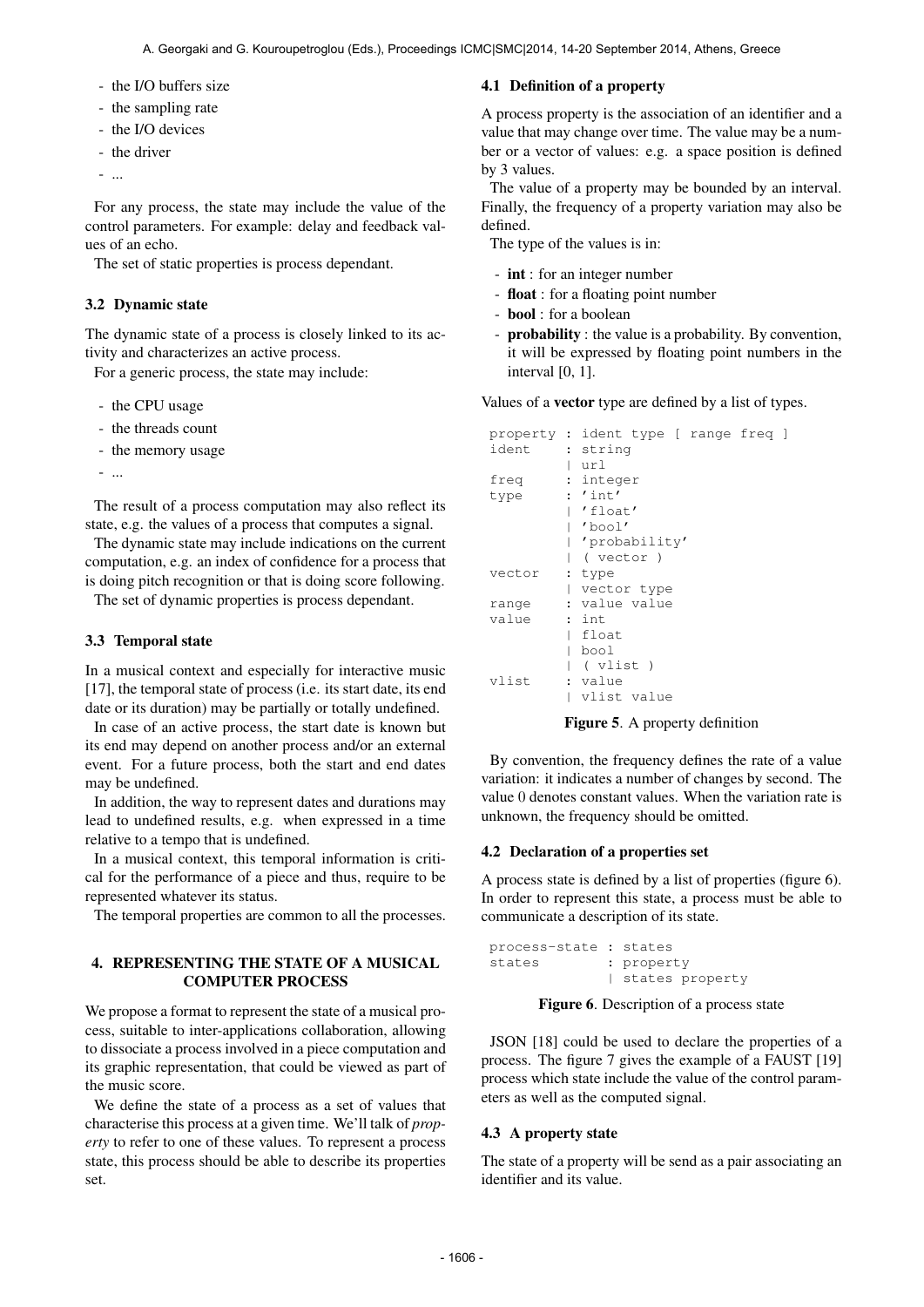- the I/O buffers size
- the sampling rate
- the I/O devices
- the driver
- ...

For any process, the state may include the value of the control parameters. For example: delay and feedback values of an echo.

The set of static properties is process dependant.

### 3.2 Dynamic state

The dynamic state of a process is closely linked to its activity and characterizes an active process.

For a generic process, the state may include:

- the CPU usage
- the threads count
- the memory usage
- ...

The result of a process computation may also reflect its state, e.g. the values of a process that computes a signal.

The dynamic state may include indications on the current computation, e.g. an index of confidence for a process that is doing pitch recognition or that is doing score following.

The set of dynamic properties is process dependant.

### 3.3 Temporal state

In a musical context and especially for interactive music [17], the temporal state of process (i.e. its start date, its end date or its duration) may be partially or totally undefined.

In case of an active process, the start date is known but its end may depend on another process and/or an external event. For a future process, both the start and end dates may be undefined.

In addition, the way to represent dates and durations may lead to undefined results, e.g. when expressed in a time relative to a tempo that is undefined.

In a musical context, this temporal information is critical for the performance of a piece and thus, require to be represented whatever its status.

The temporal properties are common to all the processes.

## 4. REPRESENTING THE STATE OF A MUSICAL COMPUTER PROCESS

We propose a format to represent the state of a musical process, suitable to inter-applications collaboration, allowing to dissociate a process involved in a piece computation and its graphic representation, that could be viewed as part of the music score.

We define the state of a process as a set of values that characterise this process at a given time. We'll talk of *property* to refer to one of these values. To represent a process state, this process should be able to describe its properties set.

### 4.1 Definition of a property

A process property is the association of an identifier and a value that may change over time. The value may be a number or a vector of values: e.g. a space position is defined by 3 values.

The value of a property may be bounded by an interval. Finally, the frequency of a property variation may also be defined.

The type of the values is in:

- **int** : for an integer number
- **float** : for a floating point number
- **bool** : for a boolean
- **probability** : the value is a probability. By convention, it will be expressed by floating point numbers in the interval [0, 1].

Values of a **vector** type are defined by a list of types.

```
property : ident type [ range freq ]
ident    : string
         | url
freq     : integer
type     : 'int'
         | 'float'
         | 'bool'
         | 'probability'
         | ( vector )
vector   : type
         | vector type
range    : value value
value    : int
         | float
         | bool
         | ( vlist )
vlist    : value
         | vlist value
```

**Figure 5**. A property definition

By convention, the frequency defines the rate of a value variation: it indicates a number of changes by second. The value 0 denotes constant values. When the variation rate is unknown, the frequency should be omitted.

### 4.2 Declaration of a properties set

A process state is defined by a list of properties (figure 6). In order to represent this state, a process must be able to communicate a description of its state.

```
process-state : states
states        : property
              | states property
```

**Figure 6**. Description of a process state

JSON [18] could be used to declare the properties of a process. The figure 7 gives the example of a FAUST [19] process which state include the value of the control parameters as well as the computed signal.

### 4.3 A property state

The state of a property will be send as a pair associating an identifier and its value.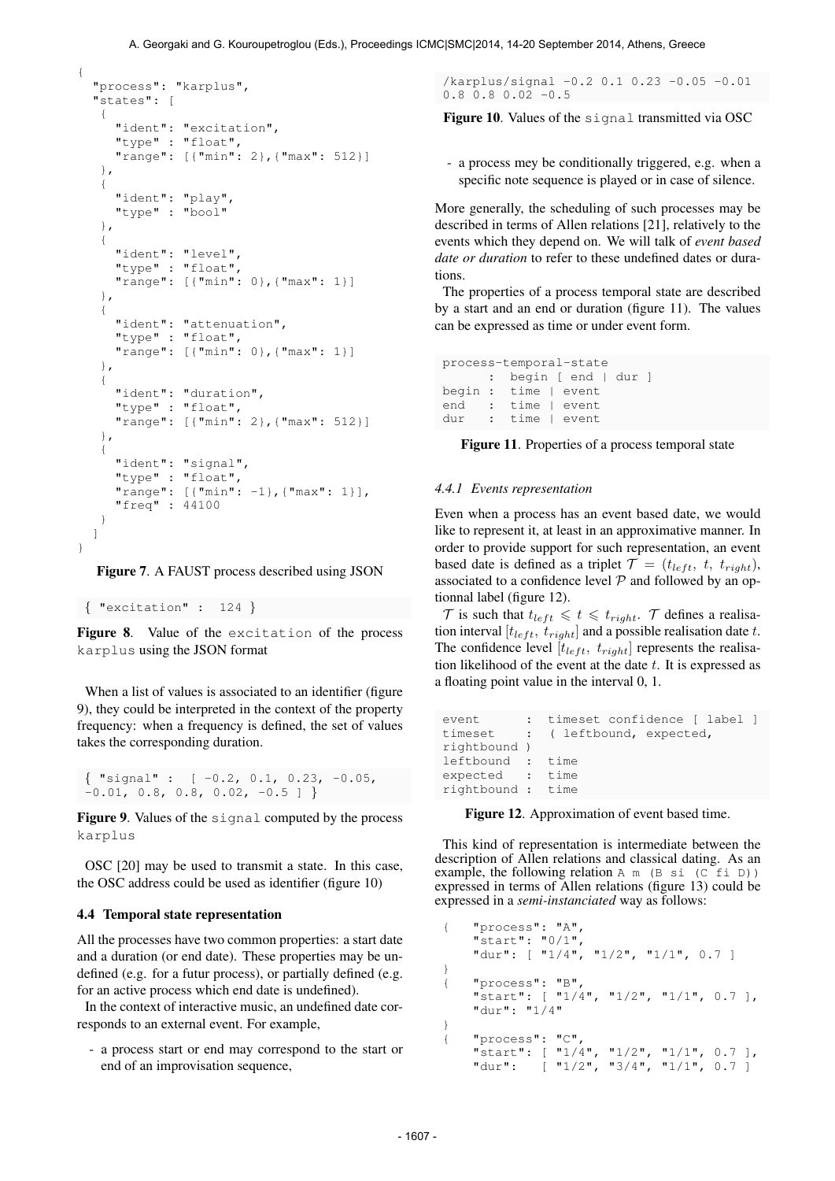```
{
  "process": "karplus",
  "states": [
    {
      "ident": "excitation",
      "type" : "float",
      "range": [{"min": 2},{"max": 512}]
    },
    {
      "ident": "play",
      "type" : "bool"
    },
    {
      "ident": "level",
      "type" : "float",
      "range": [{"min": 0},{"max": 1}]
    },
    {
      "ident": "attenuation",
      "type" : "float",
      "range": [{"min": 0},{"max": 1}]
    },
    {
      "ident": "duration",
      "type" : "float",
      "range": [{"min": 2},{"max": 512}]
    },
    {
      "ident": "signal",
      "type" : "float",
      "range": [{"min": -1},{"max": 1}],
      "freq" : 44100
    }
  ]
}
```

**Figure 7**. A FAUST process described using JSON

```
{ "excitation" :  124 }
```

**Figure 8**. Value of the `excitation` of the process `karplus` using the JSON format

When a list of values is associated to an identifier (figure 9), they could be interpreted in the context of the property frequency: when a frequency is defined, the set of values takes the corresponding duration.

```
{ "signal" :  [ -0.2, 0.1, 0.23, -0.05,
-0.01, 0.8, 0.8, 0.02, -0.5 ] }
```

**Figure 9**. Values of the `signal` computed by the process `karplus`

OSC [20] may be used to transmit a state. In this case, the OSC address could be used as identifier (figure 10)

### 4.4 Temporal state representation

All the processes have two common properties: a start date and a duration (or end date). These properties may be undefined (e.g. for a futur process), or partially defined (e.g. for an active process which end date is undefined).

In the context of interactive music, an undefined date corresponds to an external event. For example,

- a process start or end may correspond to the start or end of an improvisation sequence,

```
/karplus/signal -0.2 0.1 0.23 -0.05 -0.01
0.8 0.8 0.02 -0.5
```

**Figure 10**. Values of the `signal` transmitted via OSC

- a process mey be conditionally triggered, e.g. when a specific note sequence is played or in case of silence.

More generally, the scheduling of such processes may be described in terms of Allen relations [21], relatively to the events which they depend on. We will talk of *event based date or duration* to refer to these undefined dates or durations.

The properties of a process temporal state are described by a start and an end or duration (figure 11). The values can be expressed as time or under event form.

```
process-temporal-state
      :  begin [ end | dur ]
begin :  time | event
end   :  time | event
dur   :  time | event
```

**Figure 11**. Properties of a process temporal state

#### 4.4.1 Events representation

Even when a process has an event based date, we would like to represent it, at least in an approximative manner. In order to provide support for such representation, an event based date is defined as a triplet $\mathcal{T} = (t_{left},\ t,\ t_{right})$, associated to a confidence level $\mathcal{P}$ and followed by an optionnal label (figure 12).

$\mathcal{T}$ is such that $t_{left} \leqslant t \leqslant t_{right}$. $\mathcal{T}$ defines a realisation interval $[t_{left},\ t_{right}]$ and a possible realisation date $t$. The confidence level $[t_{left},\ t_{right}]$ represents the realisation likelihood of the event at the date $t$. It is expressed as a floating point value in the interval 0, 1.

```
event      :  timeset confidence [ label ]
timeset    :  ( leftbound, expected,
rightbound )
leftbound  :  time
expected   :  time
rightbound :  time
```

**Figure 12**. Approximation of event based time.

This kind of representation is intermediate between the description of Allen relations and classical dating. As an example, the following relation `A m (B si (C fi D))` expressed in terms of Allen relations (figure 13) could be expressed in a *semi-instanciated* way as follows:

```
{   "process": "A",
    "start": "0/1",
    "dur": [ "1/4", "1/2", "1/1", 0.7 ]
}
{   "process": "B",
    "start": [ "1/4", "1/2", "1/1", 0.7 ],
    "dur": "1/4"
}
{   "process": "C",
    "start": [ "1/4", "1/2", "1/1", 0.7 ],
    "dur":   [ "1/2", "3/4", "1/1", 0.7 ]
```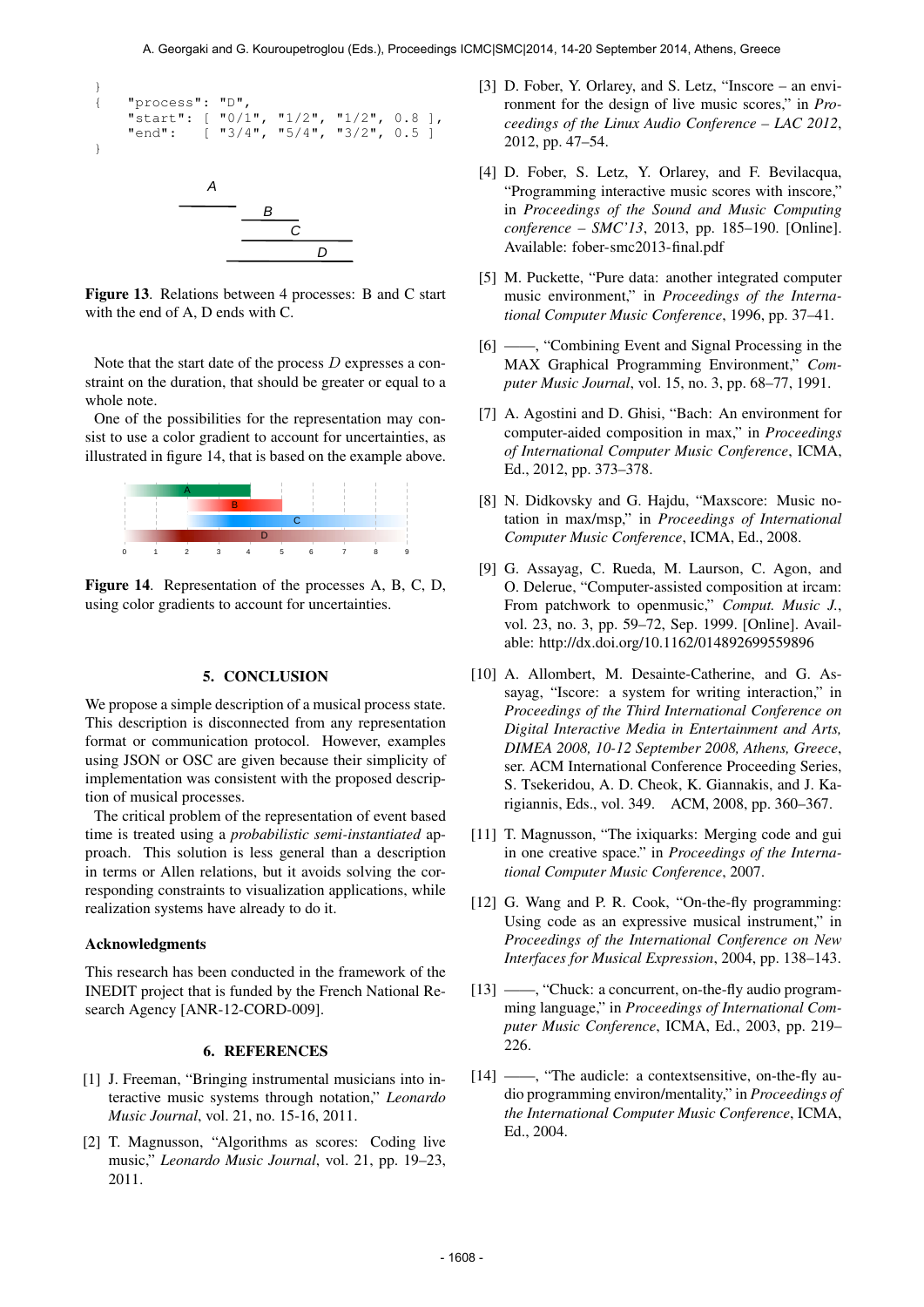```
}
{    "process": "D",
     "start": [ "0/1", "1/2", "1/2", 0.8 ],
     "end":   [ "3/4", "5/4", "3/2", 0.5 ]
}
```

**Figure 13**. Relations between 4 processes: B and C start with the end of A, D ends with C.

Note that the start date of the process $D$ expresses a constraint on the duration, that should be greater or equal to a whole note.

One of the possibilities for the representation may consist to use a color gradient to account for uncertainties, as illustrated in figure 14, that is based on the example above.

**Figure 14**. Representation of the processes A, B, C, D, using color gradients to account for uncertainties.

## 5. CONCLUSION

We propose a simple description of a musical process state. This description is disconnected from any representation format or communication protocol. However, examples using JSON or OSC are given because their simplicity of implementation was consistent with the proposed description of musical processes.

The critical problem of the representation of event based time is treated using a *probabilistic semi-instantiated* approach. This solution is less general than a description in terms or Allen relations, but it avoids solving the corresponding constraints to visualization applications, while realization systems have already to do it.

### Acknowledgments

This research has been conducted in the framework of the INEDIT project that is funded by the French National Research Agency [ANR-12-CORD-009].

## 6. REFERENCES

[1] J. Freeman, "Bringing instrumental musicians into interactive music systems through notation," *Leonardo Music Journal*, vol. 21, no. 15-16, 2011.

[2] T. Magnusson, "Algorithms as scores: Coding live music," *Leonardo Music Journal*, vol. 21, pp. 19–23, 2011.

[3] D. Fober, Y. Orlarey, and S. Letz, "Inscore – an environment for the design of live music scores," in *Proceedings of the Linux Audio Conference – LAC 2012*, 2012, pp. 47–54.

[4] D. Fober, S. Letz, Y. Orlarey, and F. Bevilacqua, "Programming interactive music scores with inscore," in *Proceedings of the Sound and Music Computing conference – SMC'13*, 2013, pp. 185–190. [Online]. Available: fober-smc2013-final.pdf

[5] M. Puckette, "Pure data: another integrated computer music environment," in *Proceedings of the International Computer Music Conference*, 1996, pp. 37–41.

[6] ——, "Combining Event and Signal Processing in the MAX Graphical Programming Environment," *Computer Music Journal*, vol. 15, no. 3, pp. 68–77, 1991.

[7] A. Agostini and D. Ghisi, "Bach: An environment for computer-aided composition in max," in *Proceedings of International Computer Music Conference*, ICMA, Ed., 2012, pp. 373–378.

[8] N. Didkovsky and G. Hajdu, "Maxscore: Music notation in max/msp," in *Proceedings of International Computer Music Conference*, ICMA, Ed., 2008.

[9] G. Assayag, C. Rueda, M. Laurson, C. Agon, and O. Delerue, "Computer-assisted composition at ircam: From patchwork to openmusic," *Comput. Music J.*, vol. 23, no. 3, pp. 59–72, Sep. 1999. [Online]. Available: http://dx.doi.org/10.1162/014892699559896

[10] A. Allombert, M. Desainte-Catherine, and G. Assayag, "Iscore: a system for writing interaction," in *Proceedings of the Third International Conference on Digital Interactive Media in Entertainment and Arts, DIMEA 2008, 10-12 September 2008, Athens, Greece*, ser. ACM International Conference Proceeding Series, S. Tsekeridou, A. D. Cheok, K. Giannakis, and J. Karigiannis, Eds., vol. 349. ACM, 2008, pp. 360–367.

[11] T. Magnusson, "The ixiquarks: Merging code and gui in one creative space." in *Proceedings of the International Computer Music Conference*, 2007.

[12] G. Wang and P. R. Cook, "On-the-fly programming: Using code as an expressive musical instrument," in *Proceedings of the International Conference on New Interfaces for Musical Expression*, 2004, pp. 138–143.

[13] ——, "Chuck: a concurrent, on-the-fly audio programming language," in *Proceedings of International Computer Music Conference*, ICMA, Ed., 2003, pp. 219–226.

[14] ——, "The audicle: a contextsensitive, on-the-fly audio programming environ/mentality," in *Proceedings of the International Computer Music Conference*, ICMA, Ed., 2004.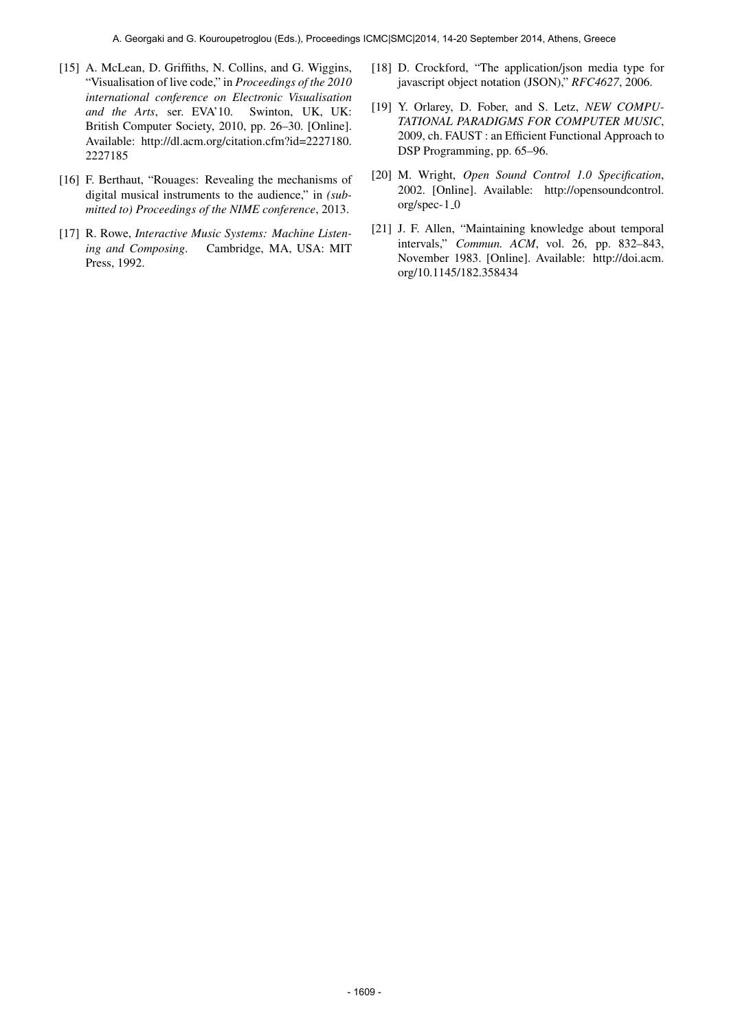[15] A. McLean, D. Griffiths, N. Collins, and G. Wiggins, "Visualisation of live code," in *Proceedings of the 2010 international conference on Electronic Visualisation and the Arts*, ser. EVA'10. Swinton, UK, UK: British Computer Society, 2010, pp. 26–30. [Online]. Available: http://dl.acm.org/citation.cfm?id=2227180.2227185

[16] F. Berthaut, "Rouages: Revealing the mechanisms of digital musical instruments to the audience," in *(submitted to) Proceedings of the NIME conference*, 2013.

[17] R. Rowe, *Interactive Music Systems: Machine Listening and Composing*. Cambridge, MA, USA: MIT Press, 1992.

[18] D. Crockford, "The application/json media type for javascript object notation (JSON)," *RFC4627*, 2006.

[19] Y. Orlarey, D. Fober, and S. Letz, *NEW COMPUTATIONAL PARADIGMS FOR COMPUTER MUSIC*, 2009, ch. FAUST : an Efficient Functional Approach to DSP Programming, pp. 65–96.

[20] M. Wright, *Open Sound Control 1.0 Specification*, 2002. [Online]. Available: http://opensoundcontrol.org/spec-1_0

[21] J. F. Allen, "Maintaining knowledge about temporal intervals," *Commun. ACM*, vol. 26, pp. 832–843, November 1983. [Online]. Available: http://doi.acm.org/10.1145/182.358434